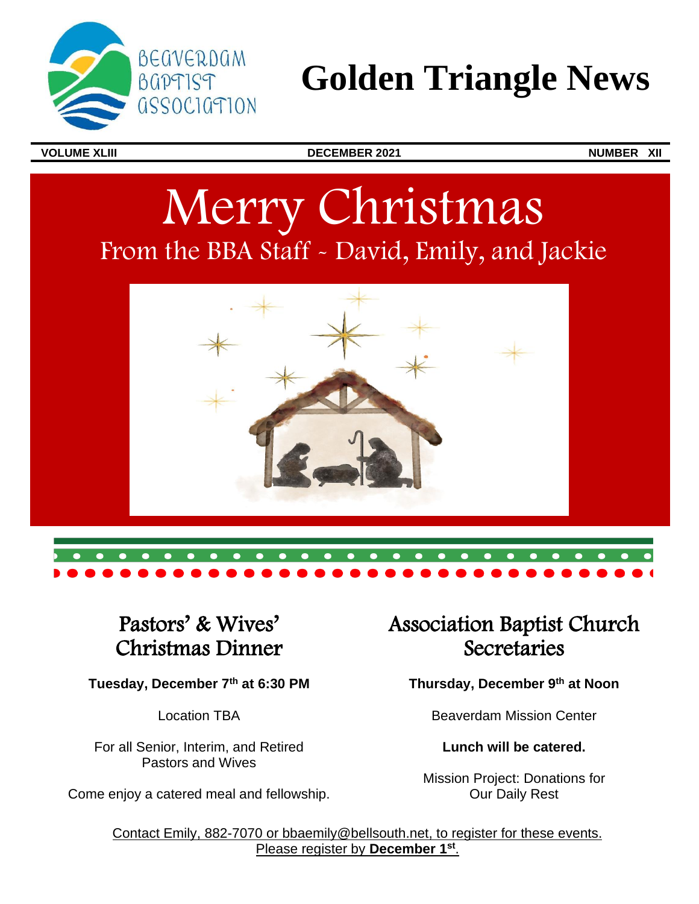BEAVERDAM BAPTIST ASSOCIATION

# Golden Triangle News

**VOLUME XLIII** **DECEMBER 2021** **NUMBER XII**

# Merry Christmas

## From the BBA Staff ~ David, Emily, and Jackie

## Pastors' & Wives' Christmas Dinner

**Tuesday, December 7th at 6:30 PM**

Location TBA

For all Senior, Interim, and Retired Pastors and Wives

Come enjoy a catered meal and fellowship.

## Association Baptist Church Secretaries

**Thursday, December 9th at Noon**

Beaverdam Mission Center

**Lunch will be catered.**

Mission Project: Donations for Our Daily Rest

Contact Emily, 882-7070 or bbaemily@bellsouth.net, to register for these events.
Please register by **December 1st**.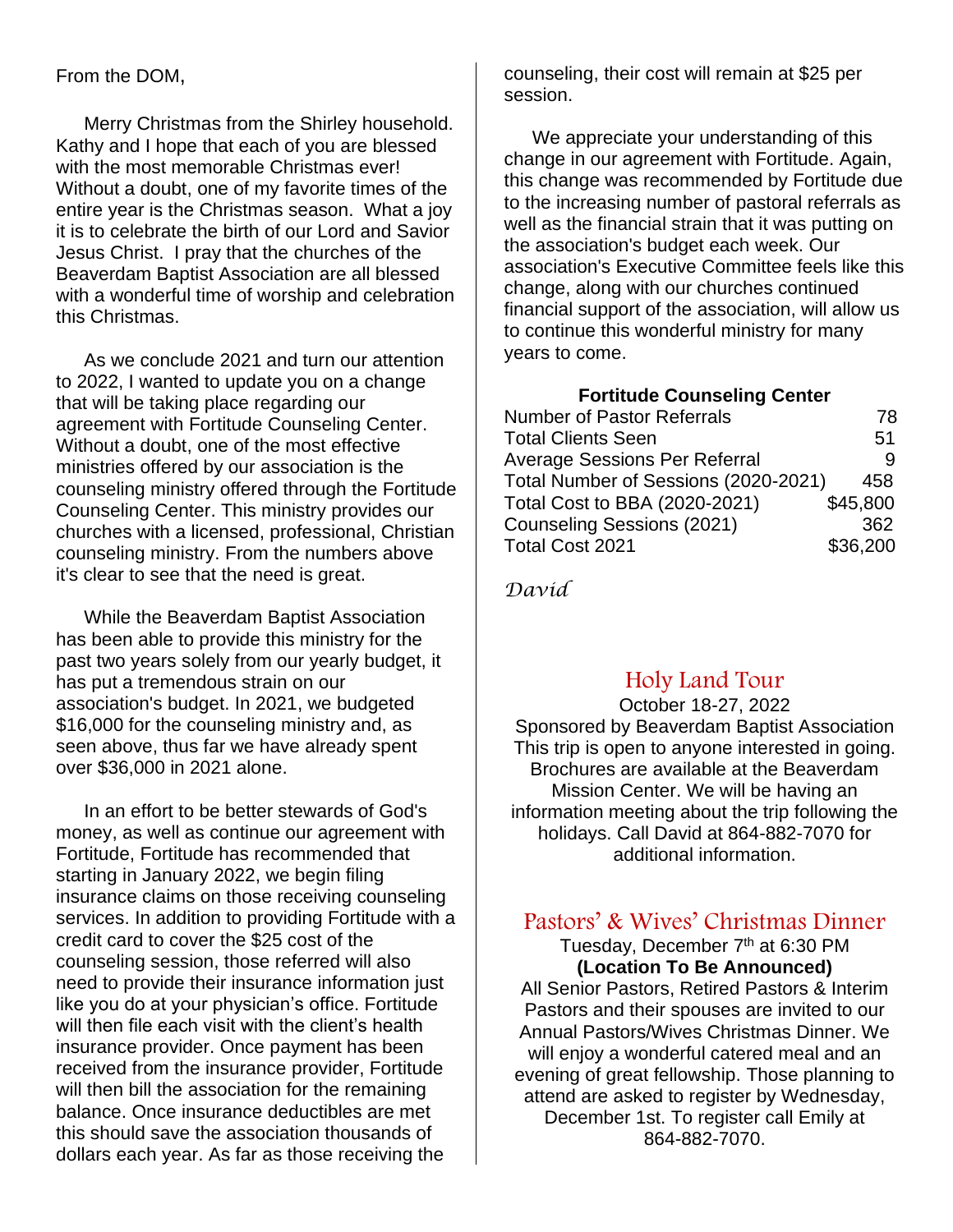From the DOM,

Merry Christmas from the Shirley household. Kathy and I hope that each of you are blessed with the most memorable Christmas ever! Without a doubt, one of my favorite times of the entire year is the Christmas season. What a joy it is to celebrate the birth of our Lord and Savior Jesus Christ. I pray that the churches of the Beaverdam Baptist Association are all blessed with a wonderful time of worship and celebration this Christmas.

As we conclude 2021 and turn our attention to 2022, I wanted to update you on a change that will be taking place regarding our agreement with Fortitude Counseling Center. Without a doubt, one of the most effective ministries offered by our association is the counseling ministry offered through the Fortitude Counseling Center. This ministry provides our churches with a licensed, professional, Christian counseling ministry. From the numbers above it's clear to see that the need is great.

While the Beaverdam Baptist Association has been able to provide this ministry for the past two years solely from our yearly budget, it has put a tremendous strain on our association's budget. In 2021, we budgeted $16,000 for the counseling ministry and, as seen above, thus far we have already spent over $36,000 in 2021 alone.

In an effort to be better stewards of God's money, as well as continue our agreement with Fortitude, Fortitude has recommended that starting in January 2022, we begin filing insurance claims on those receiving counseling services. In addition to providing Fortitude with a credit card to cover the $25 cost of the counseling session, those referred will also need to provide their insurance information just like you do at your physician's office. Fortitude will then file each visit with the client's health insurance provider. Once payment has been received from the insurance provider, Fortitude will then bill the association for the remaining balance. Once insurance deductibles are met this should save the association thousands of dollars each year. As far as those receiving the counseling, their cost will remain at $25 per session.

We appreciate your understanding of this change in our agreement with Fortitude. Again, this change was recommended by Fortitude due to the increasing number of pastoral referrals as well as the financial strain that it was putting on the association's budget each week. Our association's Executive Committee feels like this change, along with our churches continued financial support of the association, will allow us to continue this wonderful ministry for many years to come.

| **Fortitude Counseling Center** | |
|---|---|
| Number of Pastor Referrals | 78 |
| Total Clients Seen | 51 |
| Average Sessions Per Referral | 9 |
| Total Number of Sessions (2020-2021) | 458 |
| Total Cost to BBA (2020-2021) | $45,800 |
| Counseling Sessions (2021) | 362 |
| Total Cost 2021 | $36,200 |

*David*

## Holy Land Tour

October 18-27, 2022
Sponsored by Beaverdam Baptist Association
This trip is open to anyone interested in going. Brochures are available at the Beaverdam Mission Center. We will be having an information meeting about the trip following the holidays. Call David at 864-882-7070 for additional information.

## Pastors' & Wives' Christmas Dinner

Tuesday, December 7th at 6:30 PM
**(Location To Be Announced)**
All Senior Pastors, Retired Pastors & Interim Pastors and their spouses are invited to our Annual Pastors/Wives Christmas Dinner. We will enjoy a wonderful catered meal and an evening of great fellowship. Those planning to attend are asked to register by Wednesday, December 1st. To register call Emily at 864-882-7070.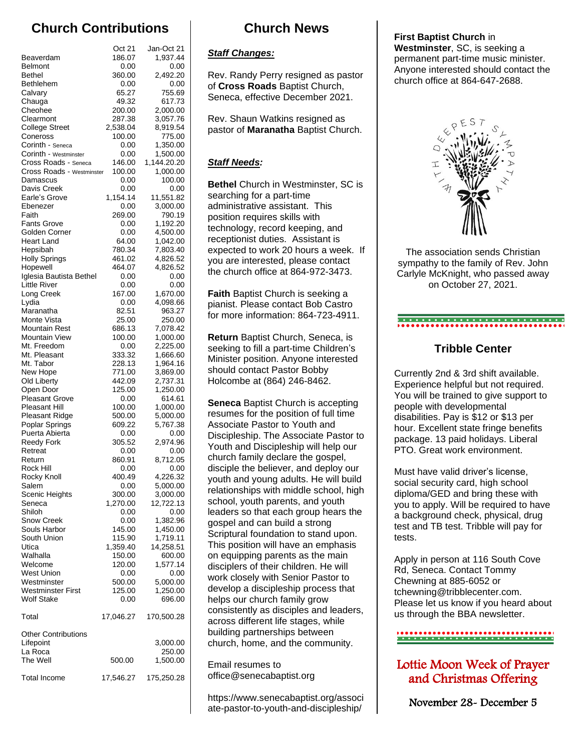## Church Contributions

| | Oct 21 | Jan-Oct 21 |
|---|---|---|
| Beaverdam | 186.07 | 1,937.44 |
| Belmont | 0.00 | 0.00 |
| Bethel | 360.00 | 2,492.20 |
| Bethlehem | 0.00 | 0.00 |
| Calvary | 65.27 | 755.69 |
| Chauga | 49.32 | 617.73 |
| Cheohee | 200.00 | 2,000.00 |
| Clearmont | 287.38 | 3,057.76 |
| College Street | 2,538.04 | 8,919.54 |
| Coneross | 100.00 | 775.00 |
| Corinth - Seneca | 0.00 | 1,350.00 |
| Corinth - Westminster | 0.00 | 1,500.00 |
| Cross Roads - Seneca | 146.00 | 1,144.20.20 |
| Cross Roads - Westminster | 100.00 | 1,000.00 |
| Damascus | 0.00 | 100.00 |
| Davis Creek | 0.00 | 0.00 |
| Earle's Grove | 1,154.14 | 11,551.82 |
| Ebenezer | 0.00 | 3,000.00 |
| Faith | 269.00 | 790.19 |
| Fants Grove | 0.00 | 1,192.20 |
| Golden Corner | 0.00 | 4,500.00 |
| Heart Land | 64.00 | 1,042.00 |
| Hepsibah | 780.34 | 7,803.40 |
| Holly Springs | 461.02 | 4,826.52 |
| Hopewell | 464.07 | 4,826.52 |
| Iglesia Bautista Bethel | 0.00 | 0.00 |
| Little River | 0.00 | 0.00 |
| Long Creek | 167.00 | 1,670.00 |
| Lydia | 0.00 | 4,098.66 |
| Maranatha | 82.51 | 963.27 |
| Monte Vista | 25.00 | 250.00 |
| Mountain Rest | 686.13 | 7,078.42 |
| Mountain View | 100.00 | 1,000.00 |
| Mt. Freedom | 0.00 | 2,225.00 |
| Mt. Pleasant | 333.32 | 1,666.60 |
| Mt. Tabor | 228.13 | 1,964.16 |
| New Hope | 771.00 | 3,869.00 |
| Old Liberty | 442.09 | 2,737.31 |
| Open Door | 125.00 | 1,250.00 |
| Pleasant Grove | 0.00 | 614.61 |
| Pleasant Hill | 100.00 | 1,000.00 |
| Pleasant Ridge | 500.00 | 5,000.00 |
| Poplar Springs | 609.22 | 5,767.38 |
| Puerta Abierta | 0.00 | 0.00 |
| Reedy Fork | 305.52 | 2,974.96 |
| Retreat | 0.00 | 0.00 |
| Return | 860.91 | 8,712.05 |
| Rock Hill | 0.00 | 0.00 |
| Rocky Knoll | 400.49 | 4,226.32 |
| Salem | 0.00 | 5,000.00 |
| Scenic Heights | 300.00 | 3,000.00 |
| Seneca | 1,270.00 | 12,722.13 |
| Shiloh | 0.00 | 0.00 |
| Snow Creek | 0.00 | 1,382.96 |
| Souls Harbor | 145.00 | 1,450.00 |
| South Union | 115.90 | 1,719.11 |
| Utica | 1,359.40 | 14,258.51 |
| Walhalla | 150.00 | 600.00 |
| Welcome | 120.00 | 1,577.14 |
| West Union | 0.00 | 0.00 |
| Westminster | 500.00 | 5,000.00 |
| Westminster First | 125.00 | 1,250.00 |
| Wolf Stake | 0.00 | 696.00 |
| Total | 17,046.27 | 170,500.28 |
| Other Contributions | | |
| Lifepoint | | 3,000.00 |
| La Roca | | 250.00 |
| The Well | 500.00 | 1,500.00 |
| Total Income | 17,546.27 | 175,250.28 |

## Church News

***Staff Changes:***

Rev. Randy Perry resigned as pastor of **Cross Roads** Baptist Church, Seneca, effective December 2021.

Rev. Shaun Watkins resigned as pastor of **Maranatha** Baptist Church.

***Staff Needs:***

**Bethel** Church in Westminster, SC is searching for a part-time administrative assistant. This position requires skills with technology, record keeping, and receptionist duties. Assistant is expected to work 20 hours a week. If you are interested, please contact the church office at 864-972-3473.

**Faith** Baptist Church is seeking a pianist. Please contact Bob Castro for more information: 864-723-4911.

**Return** Baptist Church, Seneca, is seeking to fill a part-time Children's Minister position. Anyone interested should contact Pastor Bobby Holcombe at (864) 246-8462.

**Seneca** Baptist Church is accepting resumes for the position of full time Associate Pastor to Youth and Discipleship. The Associate Pastor to Youth and Discipleship will help our church family declare the gospel, disciple the believer, and deploy our youth and young adults. He will build relationships with middle school, high school, youth parents, and youth leaders so that each group hears the gospel and can build a strong Scriptural foundation to stand upon. This position will have an emphasis on equipping parents as the main disciplers of their children. He will work closely with Senior Pastor to develop a discipleship process that helps our church family grow consistently as disciples and leaders, across different life stages, while building partnerships between church, home, and the community.

Email resumes to office@senecabaptist.org

https://www.senecabaptist.org/associate-pastor-to-youth-and-discipleship/

**First Baptist Church** in **Westminster**, SC, is seeking a permanent part-time music minister. Anyone interested should contact the church office at 864-647-2688.

With Deepest Sympathy

The association sends Christian sympathy to the family of Rev. John Carlyle McKnight, who passed away on October 27, 2021.

## Tribble Center

Currently 2nd & 3rd shift available. Experience helpful but not required. You will be trained to give support to people with developmental disabilities. Pay is $12 or $13 per hour. Excellent state fringe benefits package. 13 paid holidays. Liberal PTO. Great work environment.

Must have valid driver's license, social security card, high school diploma/GED and bring these with you to apply. Will be required to have a background check, physical, drug test and TB test. Tribble will pay for tests.

Apply in person at 116 South Cove Rd, Seneca. Contact Tommy Chewning at 885-6052 or tchewning@tribblecenter.com. Please let us know if you heard about us through the BBA newsletter.

## Lottie Moon Week of Prayer and Christmas Offering

November 28- December 5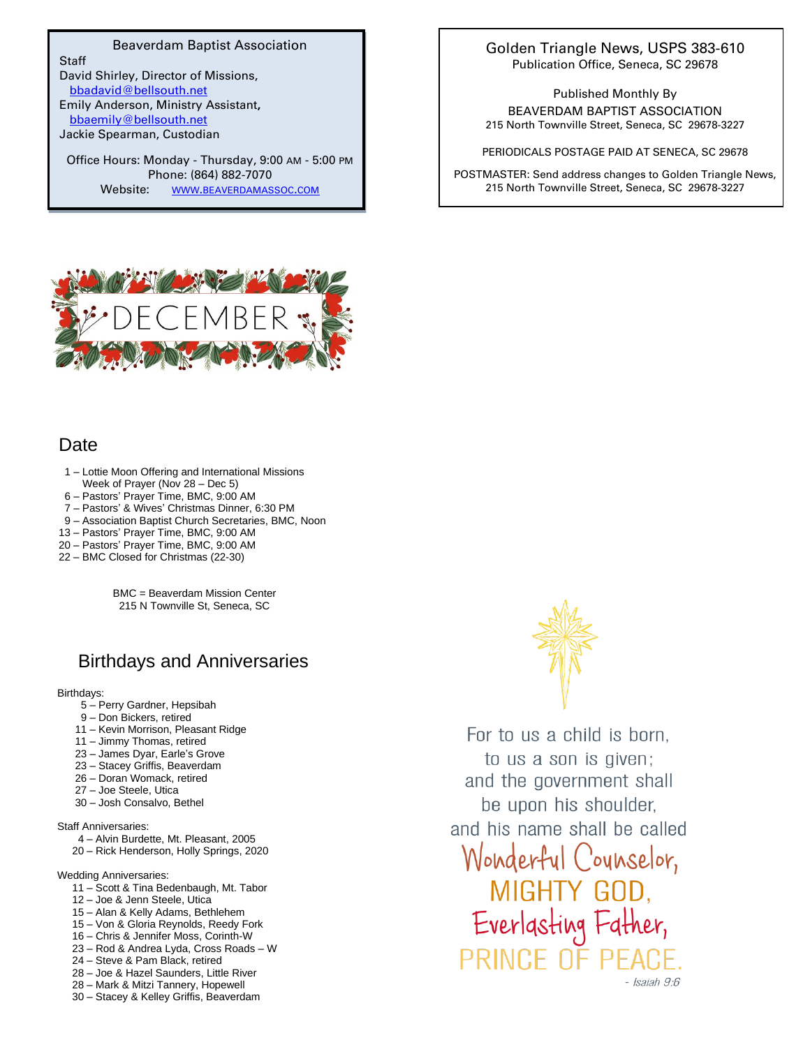**Beaverdam Baptist Association**

Staff
David Shirley, Director of Missions,
bbadavid@bellsouth.net
Emily Anderson, Ministry Assistant,
bbaemily@bellsouth.net
Jackie Spearman, Custodian

Office Hours: Monday - Thursday, 9:00 AM - 5:00 PM
Phone: (864) 882-7070
Website: WWW.BEAVERDAMASSOC.COM

**Golden Triangle News, USPS 383-610**
Publication Office, Seneca, SC 29678

Published Monthly By
BEAVERDAM BAPTIST ASSOCIATION
215 North Townville Street, Seneca, SC 29678-3227

PERIODICALS POSTAGE PAID AT SENECA, SC 29678

POSTMASTER: Send address changes to Golden Triangle News, 215 North Townville Street, Seneca, SC 29678-3227

# DECEMBER

## Date

- 1 – Lottie Moon Offering and International Missions Week of Prayer (Nov 28 – Dec 5)
- 6 – Pastors' Prayer Time, BMC, 9:00 AM
- 7 – Pastors' & Wives' Christmas Dinner, 6:30 PM
- 9 – Association Baptist Church Secretaries, BMC, Noon
- 13 – Pastors' Prayer Time, BMC, 9:00 AM
- 20 – Pastors' Prayer Time, BMC, 9:00 AM
- 22 – BMC Closed for Christmas (22-30)

BMC = Beaverdam Mission Center
215 N Townville St, Seneca, SC

## Birthdays and Anniversaries

Birthdays:
- 5 – Perry Gardner, Hepsibah
- 9 – Don Bickers, retired
- 11 – Kevin Morrison, Pleasant Ridge
- 11 – Jimmy Thomas, retired
- 23 – James Dyar, Earle's Grove
- 23 – Stacey Griffis, Beaverdam
- 26 – Doran Womack, retired
- 27 – Joe Steele, Utica
- 30 – Josh Consalvo, Bethel

Staff Anniversaries:
- 4 – Alvin Burdette, Mt. Pleasant, 2005
- 20 – Rick Henderson, Holly Springs, 2020

Wedding Anniversaries:
- 11 – Scott & Tina Bedenbaugh, Mt. Tabor
- 12 – Joe & Jenn Steele, Utica
- 15 – Alan & Kelly Adams, Bethlehem
- 15 – Von & Gloria Reynolds, Reedy Fork
- 16 – Chris & Jennifer Moss, Corinth-W
- 23 – Rod & Andrea Lyda, Cross Roads – W
- 24 – Steve & Pam Black, retired
- 28 – Joe & Hazel Saunders, Little River
- 28 – Mark & Mitzi Tannery, Hopewell
- 30 – Stacey & Kelley Griffis, Beaverdam

For to us a child is born,
to us a son is given;
and the government shall
be upon his shoulder,
and his name shall be called
Wonderful Counselor,
MIGHTY GOD,
Everlasting Father,
PRINCE OF PEACE.

*- Isaiah 9:6*